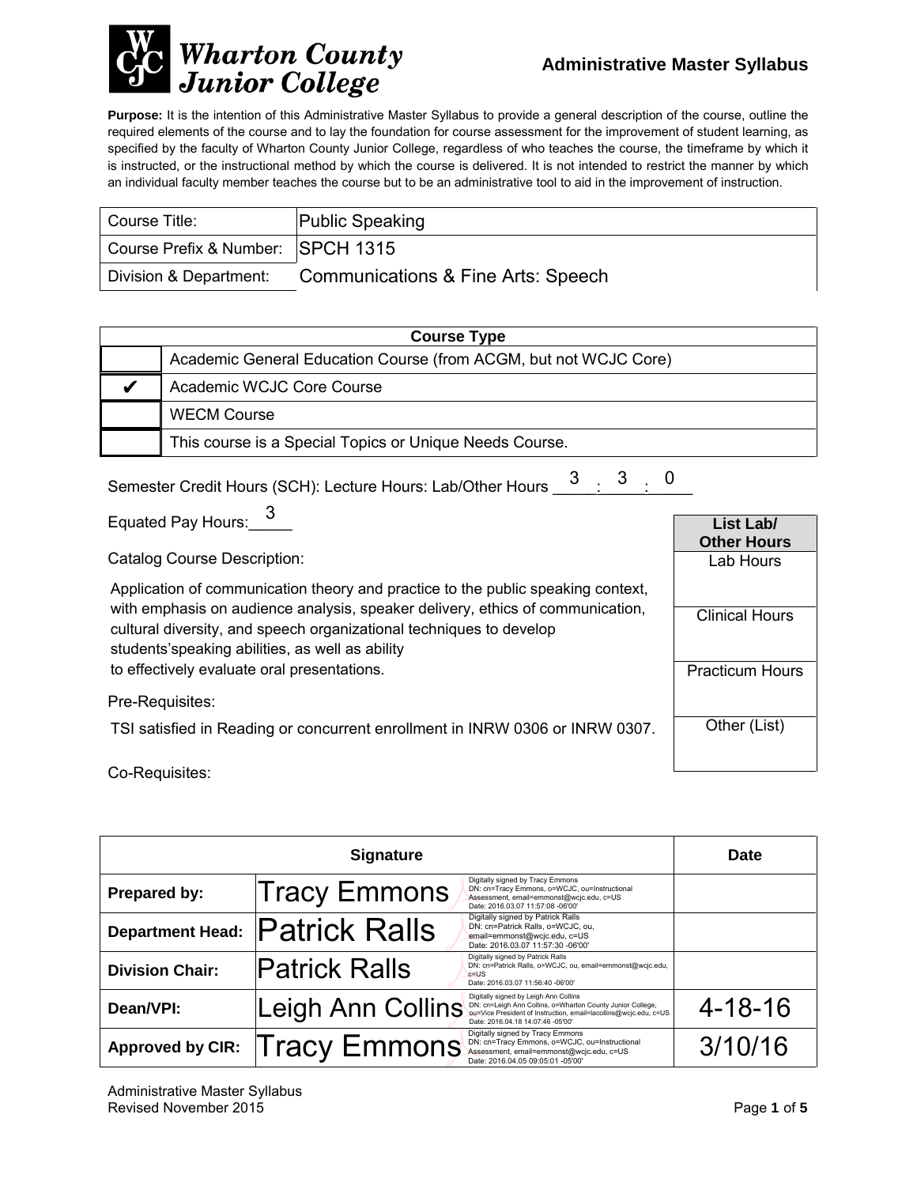**Wharton County Junior College**

## Administrative Master Syllabus

**Purpose:** It is the intention of this Administrative Master Syllabus to provide a general description of the course, outline the required elements of the course and to lay the foundation for course assessment for the improvement of student learning, as specified by the faculty of Wharton County Junior College, regardless of who teaches the course, the timeframe by which it is instructed, or the instructional method by which the course is delivered. It is not intended to restrict the manner by which an individual faculty member teaches the course but to be an administrative tool to aid in the improvement of instruction.

| | |
|---|---|
| Course Title: | Public Speaking |
| Course Prefix & Number: | SPCH 1315 |
| Division & Department: | Communications & Fine Arts: Speech |

| Course Type | |
|---|---|
| | Academic General Education Course (from ACGM, but not WCJC Core) |
| ✔ | Academic WCJC Core Course |
| | WECM Course |
| | This course is a Special Topics or Unique Needs Course. |

Semester Credit Hours (SCH): Lecture Hours: Lab/Other Hours 3 : 3 : 0

Equated Pay Hours: 3

| List Lab/ Other Hours |
|---|
| Lab Hours |
| Clinical Hours |
| Practicum Hours |
| Other (List) |

Catalog Course Description:

Application of communication theory and practice to the public speaking context, with emphasis on audience analysis, speaker delivery, ethics of communication, cultural diversity, and speech organizational techniques to develop students'speaking abilities, as well as ability to effectively evaluate oral presentations.

Pre-Requisites:

TSI satisfied in Reading or concurrent enrollment in INRW 0306 or INRW 0307.

Co-Requisites:

| Signature | | Date |
|---|---|---|
| **Prepared by:** | Tracy Emmons (Digitally signed by Tracy Emmons DN: cn=Tracy Emmons, o=WCJC, ou=Instructional Assessment, email=emmonst@wcjc.edu, c=US Date: 2016.03.07 11:57:08 -06'00') | |
| **Department Head:** | Patrick Ralls (Digitally signed by Patrick Ralls DN: cn=Patrick Ralls, o=WCJC, ou, email=emmonst@wcjc.edu, c=US Date: 2016.03.07 11:57:30 -06'00') | |
| **Division Chair:** | Patrick Ralls (Digitally signed by Patrick Ralls DN: cn=Patrick Ralls, o=WCJC, ou, email=emmonst@wcjc.edu, c=US Date: 2016.03.07 11:56:40 -06'00') | |
| **Dean/VPI:** | Leigh Ann Collins (Digitally signed by Leigh Ann Collins DN: cn=Leigh Ann Collins, o=Wharton County Junior College, ou=Vice President of Instruction, email=lacollins@wcjc.edu, c=US Date: 2016.04.18 14:07:46 -05'00') | 4-18-16 |
| **Approved by CIR:** | Tracy Emmons (Digitally signed by Tracy Emmons DN: cn=Tracy Emmons, o=WCJC, ou=Instructional Assessment, email=emmonst@wcjc.edu, c=US Date: 2016.04.05 09:05:01 -05'00') | 3/10/16 |

Administrative Master Syllabus
Revised November 2015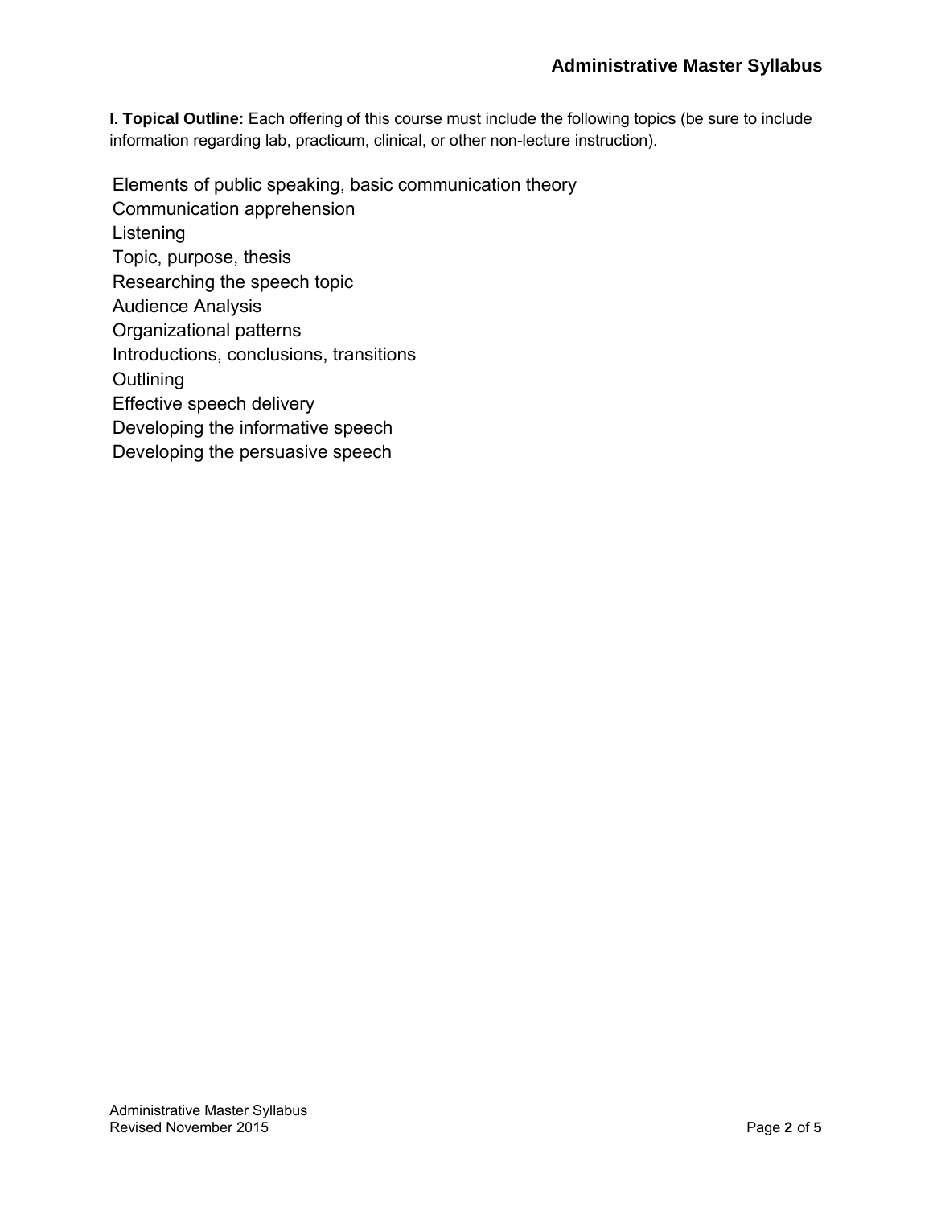**I. Topical Outline:** Each offering of this course must include the following topics (be sure to include information regarding lab, practicum, clinical, or other non-lecture instruction).

Elements of public speaking, basic communication theory
Communication apprehension
Listening
Topic, purpose, thesis
Researching the speech topic
Audience Analysis
Organizational patterns
Introductions, conclusions, transitions
Outlining
Effective speech delivery
Developing the informative speech
Developing the persuasive speech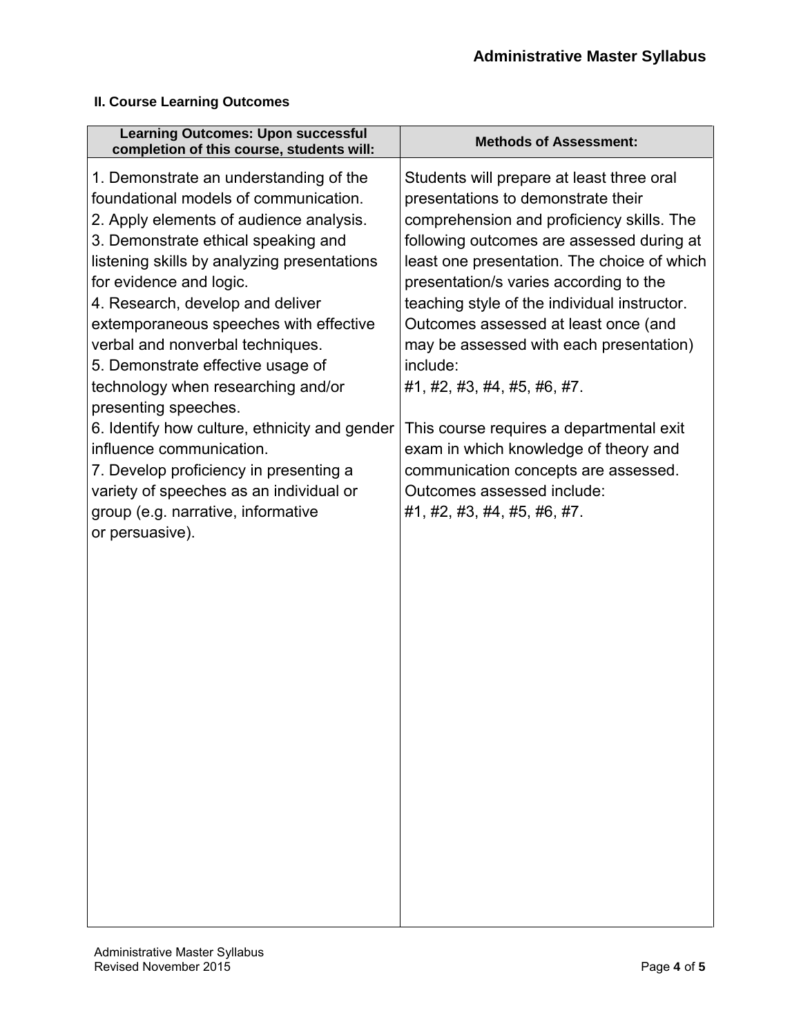**II. Course Learning Outcomes**

| Learning Outcomes: Upon successful completion of this course, students will: | Methods of Assessment: |
|---|---|
| 1. Demonstrate an understanding of the foundational models of communication.<br>2. Apply elements of audience analysis.<br>3. Demonstrate ethical speaking and listening skills by analyzing presentations for evidence and logic.<br>4. Research, develop and deliver extemporaneous speeches with effective verbal and nonverbal techniques.<br>5. Demonstrate effective usage of technology when researching and/or presenting speeches.<br>6. Identify how culture, ethnicity and gender influence communication.<br>7. Develop proficiency in presenting a variety of speeches as an individual or group (e.g. narrative, informative or persuasive). | Students will prepare at least three oral presentations to demonstrate their comprehension and proficiency skills. The following outcomes are assessed during at least one presentation. The choice of which presentation/s varies according to the teaching style of the individual instructor. Outcomes assessed at least once (and may be assessed with each presentation) include:<br>#1, #2, #3, #4, #5, #6, #7.<br><br>This course requires a departmental exit exam in which knowledge of theory and communication concepts are assessed. Outcomes assessed include:<br>#1, #2, #3, #4, #5, #6, #7. |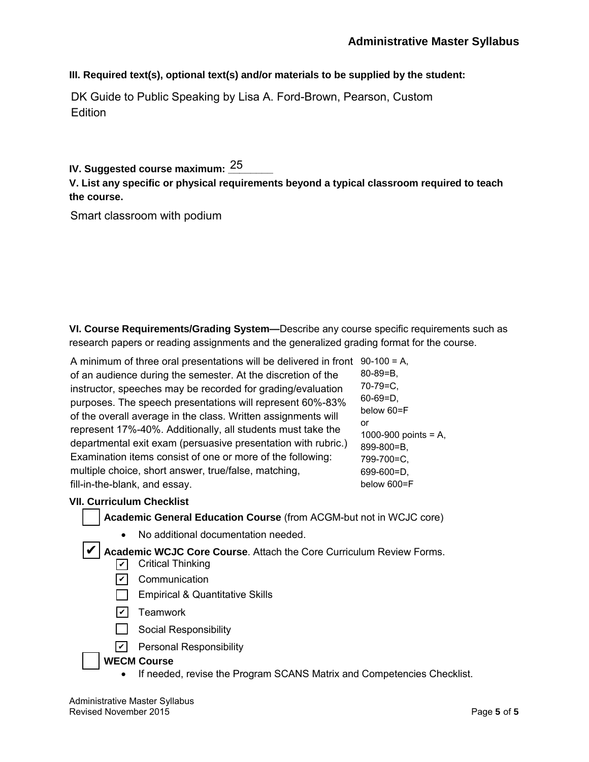**III. Required text(s), optional text(s) and/or materials to be supplied by the student:**

DK Guide to Public Speaking by Lisa A. Ford-Brown, Pearson, Custom Edition

**IV. Suggested course maximum:** 25

**V. List any specific or physical requirements beyond a typical classroom required to teach the course.**

Smart classroom with podium

**VI. Course Requirements/Grading System—**Describe any course specific requirements such as research papers or reading assignments and the generalized grading format for the course.

A minimum of three oral presentations will be delivered in front of an audience during the semester. At the discretion of the instructor, speeches may be recorded for grading/evaluation purposes. The speech presentations will represent 60%-83% of the overall average in the class. Written assignments will represent 17%-40%. Additionally, all students must take the departmental exit exam (persuasive presentation with rubric.) Examination items consist of one or more of the following: multiple choice, short answer, true/false, matching, fill-in-the-blank, and essay.

90-100 = A,
80-89=B,
70-79=C,
60-69=D,
below 60=F
or
1000-900 points = A,
899-800=B,
799-700=C,
699-600=D,
below 600=F

**VII. Curriculum Checklist**

- ☐ **Academic General Education Course** (from ACGM-but not in WCJC core)
  - No additional documentation needed.
- ☑ **Academic WCJC Core Course**. Attach the Core Curriculum Review Forms.
  - ☑ Critical Thinking
  - ☑ Communication
  - ☐ Empirical & Quantitative Skills
  - ☑ Teamwork
  - ☐ Social Responsibility
  - ☑ Personal Responsibility
- ☐ **WECM Course**
  - If needed, revise the Program SCANS Matrix and Competencies Checklist.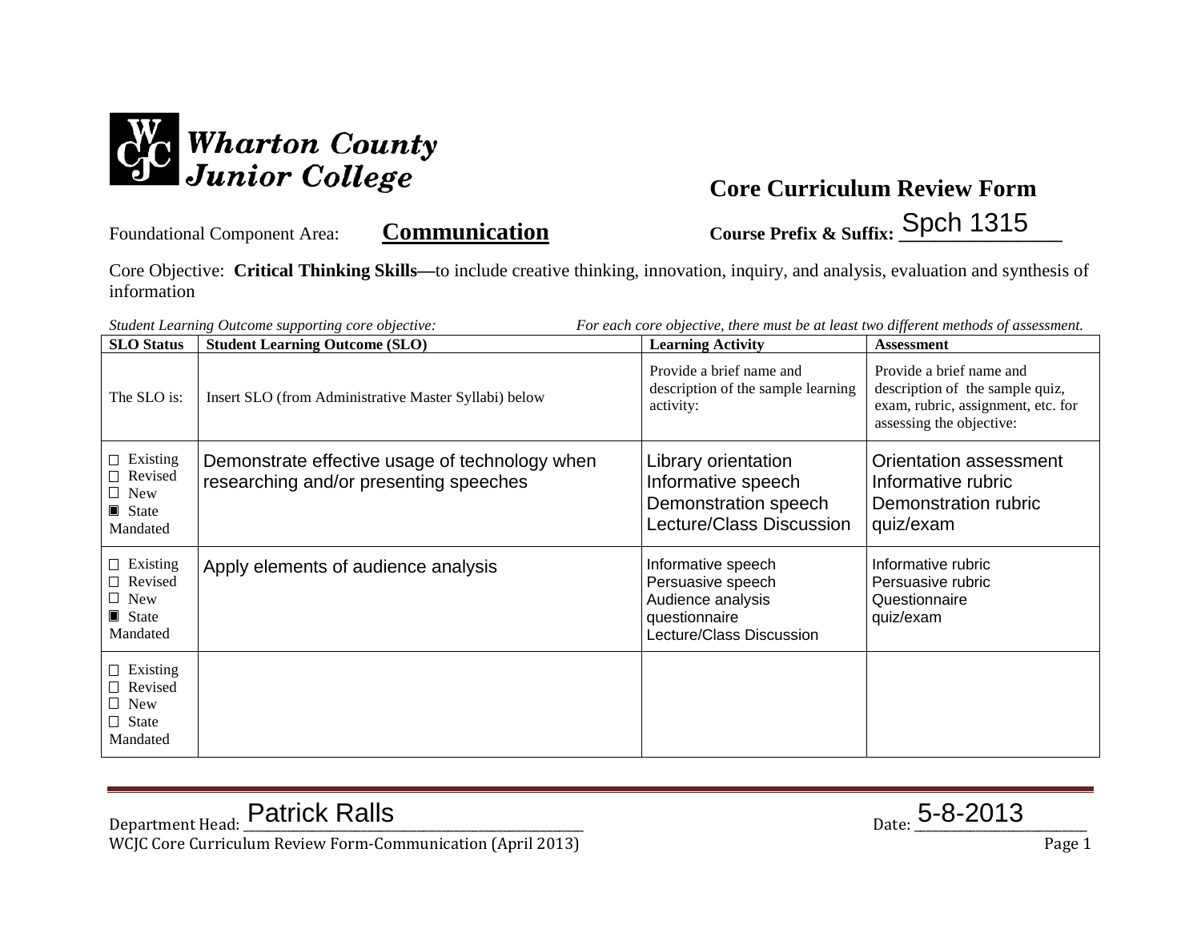Wharton County Junior College

## Core Curriculum Review Form

Foundational Component Area: **Communication**

**Course Prefix & Suffix:** Spch 1315

Core Objective: **Critical Thinking Skills—**to include creative thinking, innovation, inquiry, and analysis, evaluation and synthesis of information

*Student Learning Outcome supporting core objective:* *For each core objective, there must be at least two different methods of assessment.*

| SLO Status | Student Learning Outcome (SLO) | Learning Activity | Assessment |
|---|---|---|---|
| The SLO is: | Insert SLO (from Administrative Master Syllabi) below | Provide a brief name and description of the sample learning activity: | Provide a brief name and description of the sample quiz, exam, rubric, assignment, etc. for assessing the objective: |
| ☐ Existing<br>☐ Revised<br>☐ New<br>▣ State Mandated | Demonstrate effective usage of technology when researching and/or presenting speeches | Library orientation<br>Informative speech<br>Demonstration speech<br>Lecture/Class Discussion | Orientation assessment<br>Informative rubric<br>Demonstration rubric<br>quiz/exam |
| ☐ Existing<br>☐ Revised<br>☐ New<br>▣ State Mandated | Apply elements of audience analysis | Informative speech<br>Persuasive speech<br>Audience analysis questionnaire<br>Lecture/Class Discussion | Informative rubric<br>Persuasive rubric<br>Questionnaire<br>quiz/exam |
| ☐ Existing<br>☐ Revised<br>☐ New<br>☐ State Mandated | | | |

Department Head: Patrick Ralls Date: 5-8-2013

WCJC Core Curriculum Review Form-Communication (April 2013)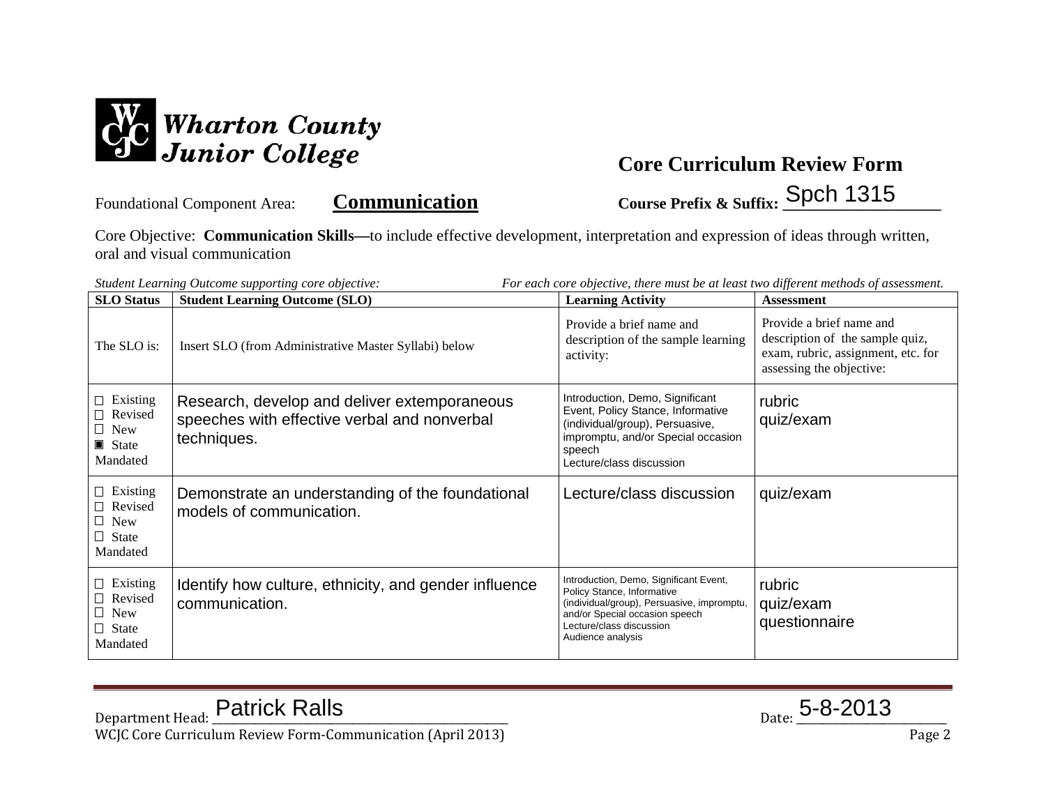Wharton County Junior College

## Core Curriculum Review Form

Foundational Component Area: **Communication** Course Prefix & Suffix: Spch 1315

Core Objective: **Communication Skills—**to include effective development, interpretation and expression of ideas through written, oral and visual communication

*Student Learning Outcome supporting core objective:* *For each core objective, there must be at least two different methods of assessment.*

| SLO Status | Student Learning Outcome (SLO) | Learning Activity | Assessment |
|---|---|---|---|
| The SLO is: | Insert SLO (from Administrative Master Syllabi) below | Provide a brief name and description of the sample learning activity: | Provide a brief name and description of the sample quiz, exam, rubric, assignment, etc. for assessing the objective: |
| ☐ Existing<br>☐ Revised<br>☐ New<br>▣ State Mandated | Research, develop and deliver extemporaneous speeches with effective verbal and nonverbal techniques. | Introduction, Demo, Significant Event, Policy Stance, Informative (individual/group), Persuasive, impromptu, and/or Special occasion speech<br>Lecture/class discussion | rubric<br>quiz/exam |
| ☐ Existing<br>☐ Revised<br>☐ New<br>☐ State Mandated | Demonstrate an understanding of the foundational models of communication. | Lecture/class discussion | quiz/exam |
| ☐ Existing<br>☐ Revised<br>☐ New<br>☐ State Mandated | Identify how culture, ethnicity, and gender influence communication. | Introduction, Demo, Significant Event, Policy Stance, Informative (individual/group), Persuasive, impromptu, and/or Special occasion speech<br>Lecture/class discussion<br>Audience analysis | rubric<br>quiz/exam<br>questionnaire |

Department Head: Patrick Ralls Date: 5-8-2013

WCJC Core Curriculum Review Form-Communication (April 2013)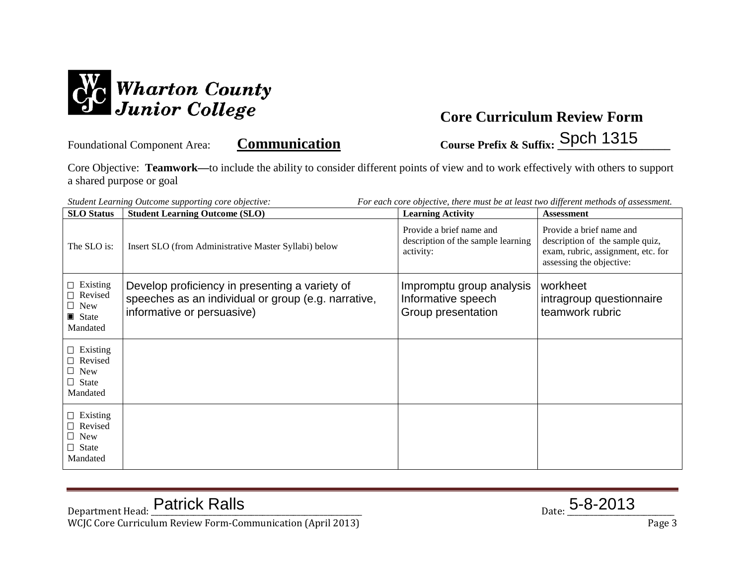Wharton County Junior College

# Core Curriculum Review Form

Foundational Component Area: **Communication**

**Course Prefix & Suffix:** Spch 1315

Core Objective: **Teamwork—**to include the ability to consider different points of view and to work effectively with others to support a shared purpose or goal

*Student Learning Outcome supporting core objective:* *For each core objective, there must be at least two different methods of assessment.*

| SLO Status | Student Learning Outcome (SLO) | Learning Activity | Assessment |
|---|---|---|---|
| The SLO is: | Insert SLO (from Administrative Master Syllabi) below | Provide a brief name and description of the sample learning activity: | Provide a brief name and description of the sample quiz, exam, rubric, assignment, etc. for assessing the objective: |
| ☐ Existing<br>☐ Revised<br>☐ New<br>▣ State Mandated | Develop proficiency in presenting a variety of speeches as an individual or group (e.g. narrative, informative or persuasive) | Impromptu group analysis<br>Informative speech<br>Group presentation | workheet<br>intragroup questionnaire<br>teamwork rubric |
| ☐ Existing<br>☐ Revised<br>☐ New<br>☐ State Mandated | | | |
| ☐ Existing<br>☐ Revised<br>☐ New<br>☐ State Mandated | | | |

Department Head: Patrick Ralls

Date: 5-8-2013

WCJC Core Curriculum Review Form-Communication (April 2013)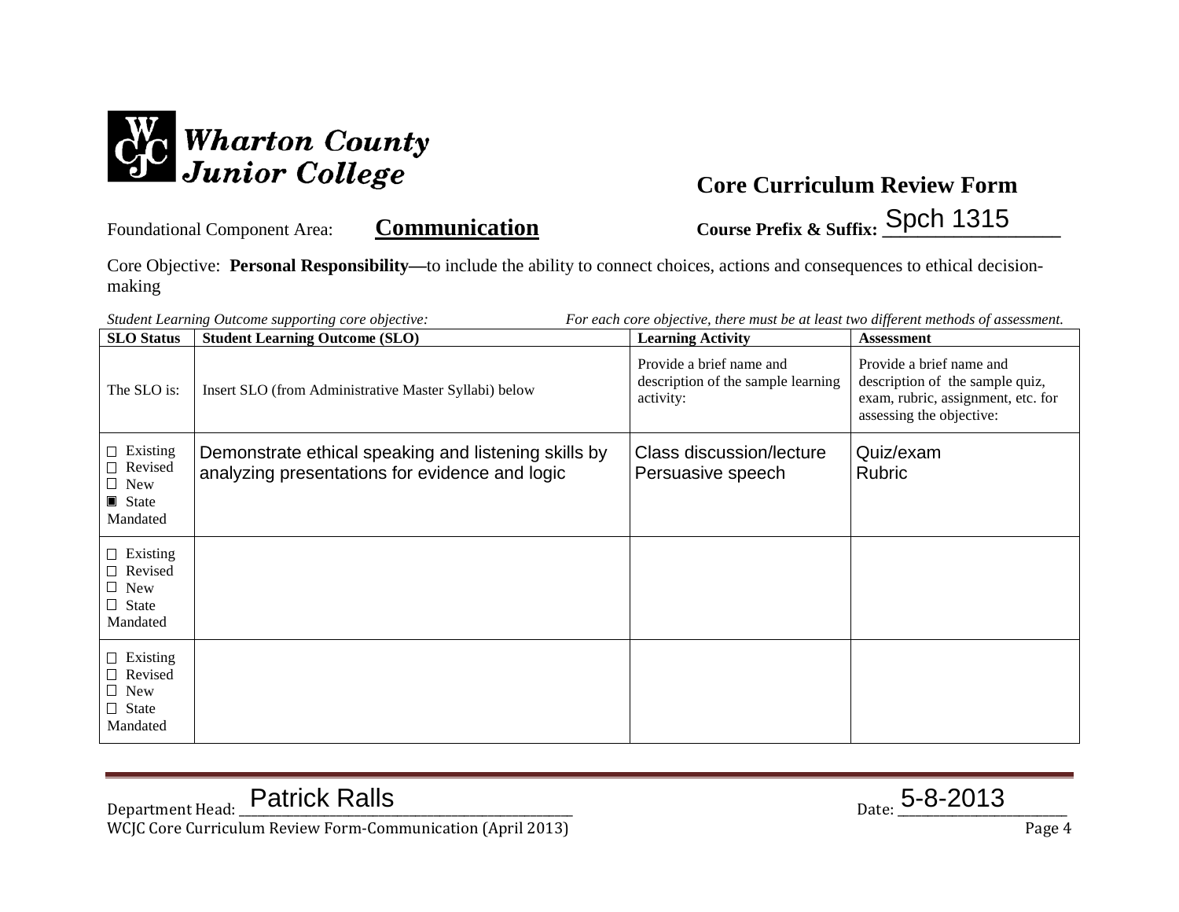# Wharton County Junior College

## Core Curriculum Review Form

Foundational Component Area: **Communication** Course Prefix & Suffix: Spch 1315

Core Objective: **Personal Responsibility—**to include the ability to connect choices, actions and consequences to ethical decision-making

*Student Learning Outcome supporting core objective:* *For each core objective, there must be at least two different methods of assessment.*

| SLO Status | Student Learning Outcome (SLO) | Learning Activity | Assessment |
|---|---|---|---|
| The SLO is: | Insert SLO (from Administrative Master Syllabi) below | Provide a brief name and description of the sample learning activity: | Provide a brief name and description of the sample quiz, exam, rubric, assignment, etc. for assessing the objective: |
| ☐ Existing ☐ Revised ☐ New ▣ State Mandated | Demonstrate ethical speaking and listening skills by analyzing presentations for evidence and logic | Class discussion/lecture Persuasive speech | Quiz/exam Rubric |
| ☐ Existing ☐ Revised ☐ New ☐ State Mandated | | | |
| ☐ Existing ☐ Revised ☐ New ☐ State Mandated | | | |

Department Head: Patrick Ralls Date: 5-8-2013

WCJC Core Curriculum Review Form-Communication (April 2013)